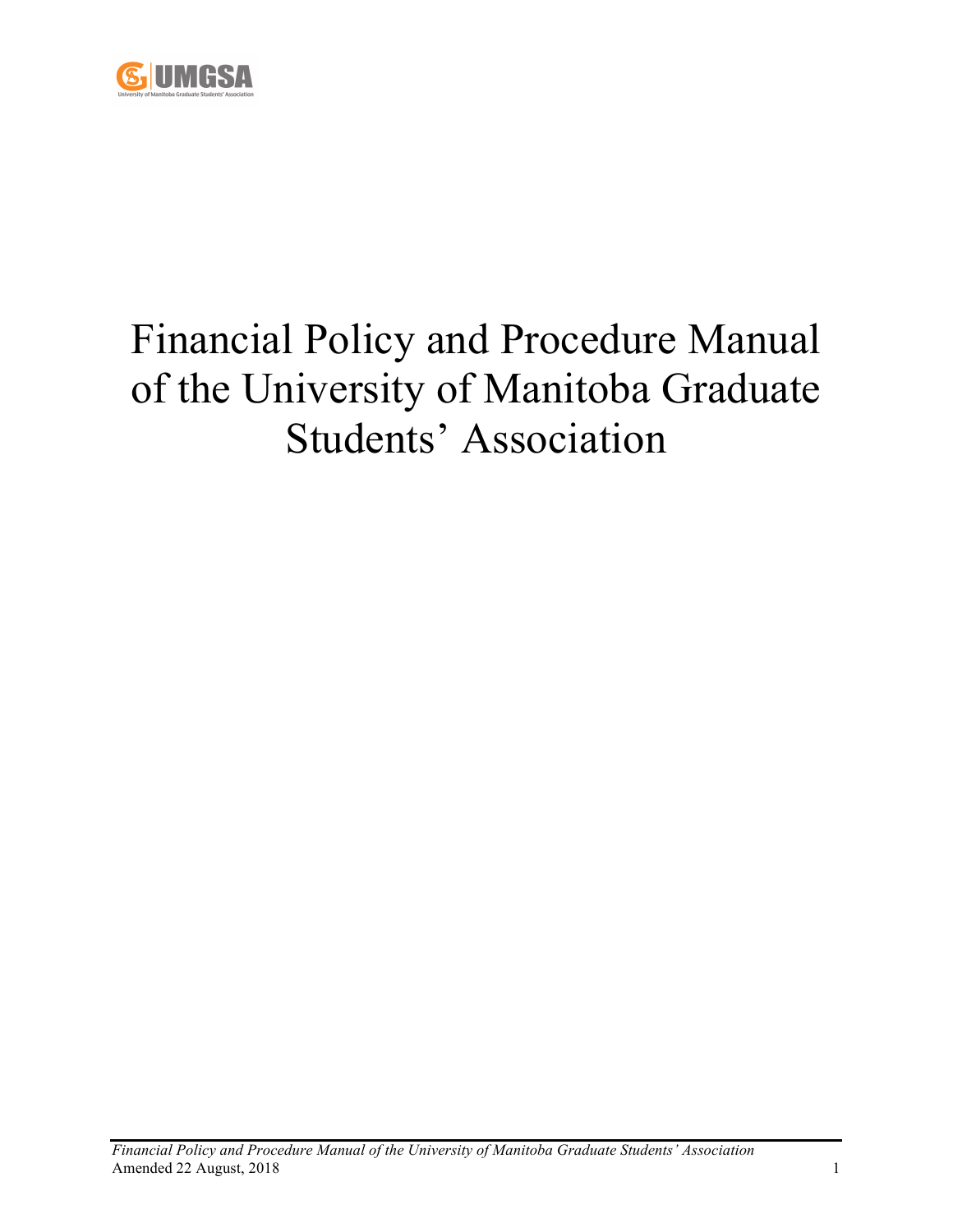# Financial Policy and Procedure Manual of the University of Manitoba Graduate Students' Association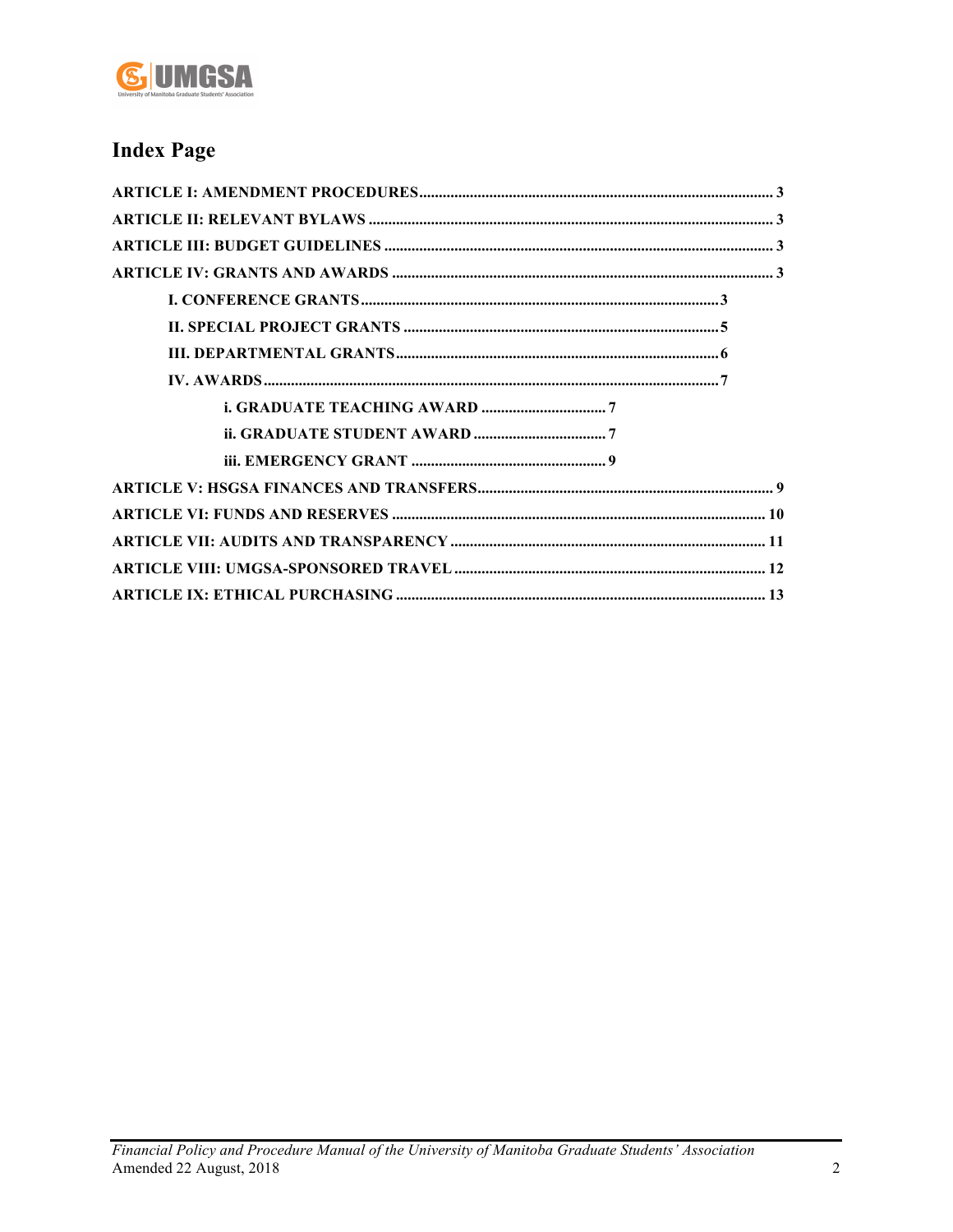## Index Page

**ARTICLE I: AMENDMENT PROCEDURES** .......... 3

**ARTICLE II: RELEVANT BYLAWS** .......... 3

**ARTICLE III: BUDGET GUIDELINES** .......... 3

**ARTICLE IV: GRANTS AND AWARDS** .......... 3

- **I. CONFERENCE GRANTS** .......... 3
- **II. SPECIAL PROJECT GRANTS** .......... 5
- **III. DEPARTMENTAL GRANTS** .......... 6
- **IV. AWARDS** .......... 7
  - **i. GRADUATE TEACHING AWARD** .......... 7
  - **ii. GRADUATE STUDENT AWARD** .......... 7
  - **iii. EMERGENCY GRANT** .......... 9

**ARTICLE V: HSGSA FINANCES AND TRANSFERS** .......... 9

**ARTICLE VI: FUNDS AND RESERVES** .......... 10

**ARTICLE VII: AUDITS AND TRANSPARENCY** .......... 11

**ARTICLE VIII: UMGSA-SPONSORED TRAVEL** .......... 12

**ARTICLE IX: ETHICAL PURCHASING** .......... 13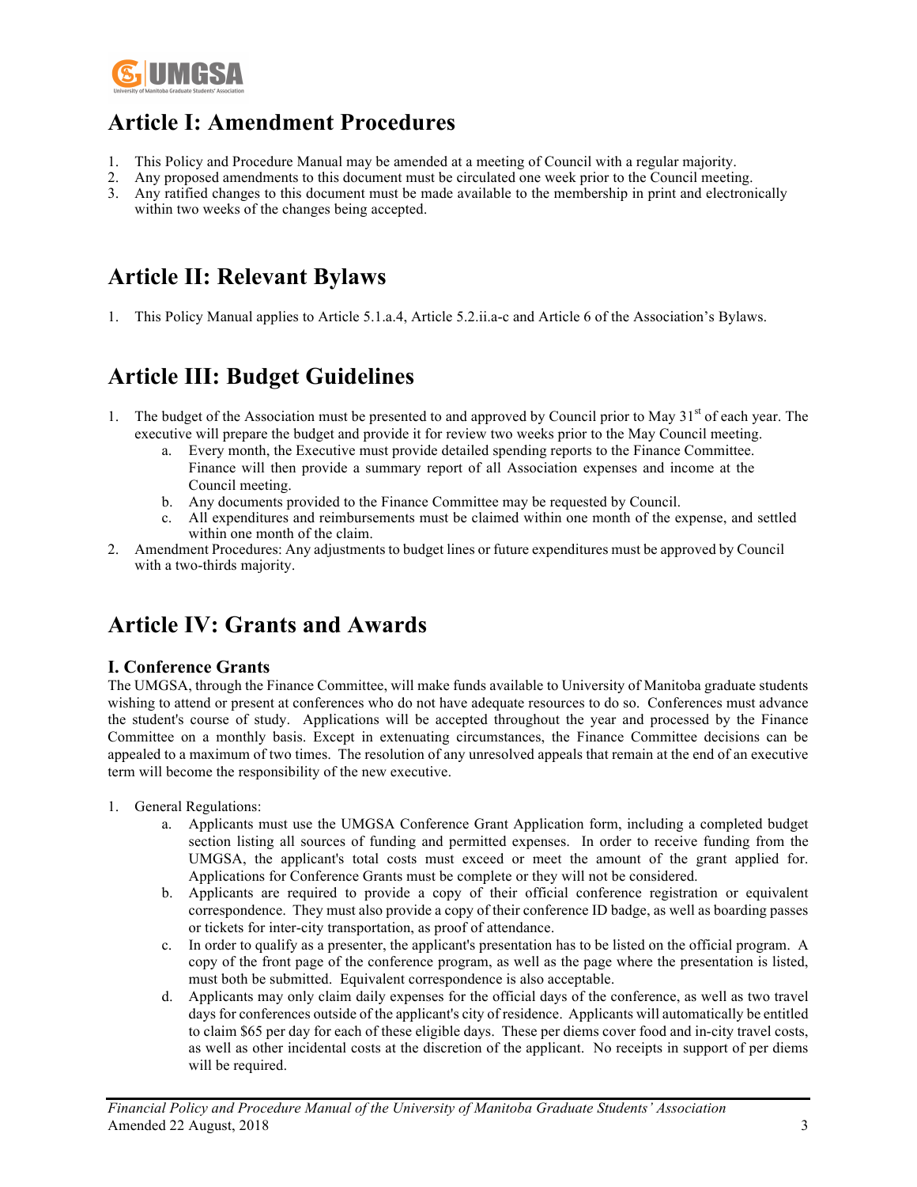## Article I: Amendment Procedures

1. This Policy and Procedure Manual may be amended at a meeting of Council with a regular majority.
2. Any proposed amendments to this document must be circulated one week prior to the Council meeting.
3. Any ratified changes to this document must be made available to the membership in print and electronically within two weeks of the changes being accepted.

## Article II: Relevant Bylaws

1. This Policy Manual applies to Article 5.1.a.4, Article 5.2.ii.a-c and Article 6 of the Association's Bylaws.

## Article III: Budget Guidelines

1. The budget of the Association must be presented to and approved by Council prior to May 31st of each year. The executive will prepare the budget and provide it for review two weeks prior to the May Council meeting.
    a. Every month, the Executive must provide detailed spending reports to the Finance Committee. Finance will then provide a summary report of all Association expenses and income at the Council meeting.
    b. Any documents provided to the Finance Committee may be requested by Council.
    c. All expenditures and reimbursements must be claimed within one month of the expense, and settled within one month of the claim.
2. Amendment Procedures: Any adjustments to budget lines or future expenditures must be approved by Council with a two-thirds majority.

## Article IV: Grants and Awards

### I. Conference Grants

The UMGSA, through the Finance Committee, will make funds available to University of Manitoba graduate students wishing to attend or present at conferences who do not have adequate resources to do so. Conferences must advance the student's course of study. Applications will be accepted throughout the year and processed by the Finance Committee on a monthly basis. Except in extenuating circumstances, the Finance Committee decisions can be appealed to a maximum of two times. The resolution of any unresolved appeals that remain at the end of an executive term will become the responsibility of the new executive.

1. General Regulations:
    a. Applicants must use the UMGSA Conference Grant Application form, including a completed budget section listing all sources of funding and permitted expenses. In order to receive funding from the UMGSA, the applicant's total costs must exceed or meet the amount of the grant applied for. Applications for Conference Grants must be complete or they will not be considered.
    b. Applicants are required to provide a copy of their official conference registration or equivalent correspondence. They must also provide a copy of their conference ID badge, as well as boarding passes or tickets for inter-city transportation, as proof of attendance.
    c. In order to qualify as a presenter, the applicant's presentation has to be listed on the official program. A copy of the front page of the conference program, as well as the page where the presentation is listed, must both be submitted. Equivalent correspondence is also acceptable.
    d. Applicants may only claim daily expenses for the official days of the conference, as well as two travel days for conferences outside of the applicant's city of residence. Applicants will automatically be entitled to claim $65 per day for each of these eligible days. These per diems cover food and in-city travel costs, as well as other incidental costs at the discretion of the applicant. No receipts in support of per diems will be required.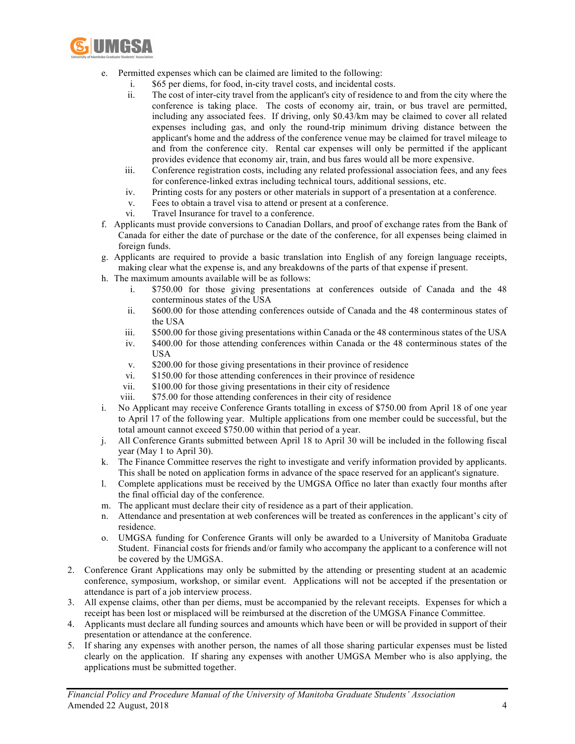e. Permitted expenses which can be claimed are limited to the following:
   i. $65 per diems, for food, in-city travel costs, and incidental costs.
   ii. The cost of inter-city travel from the applicant's city of residence to and from the city where the conference is taking place. The costs of economy air, train, or bus travel are permitted, including any associated fees. If driving, only $0.43/km may be claimed to cover all related expenses including gas, and only the round-trip minimum driving distance between the applicant's home and the address of the conference venue may be claimed for travel mileage to and from the conference city. Rental car expenses will only be permitted if the applicant provides evidence that economy air, train, and bus fares would all be more expensive.
   iii. Conference registration costs, including any related professional association fees, and any fees for conference-linked extras including technical tours, additional sessions, etc.
   iv. Printing costs for any posters or other materials in support of a presentation at a conference.
   v. Fees to obtain a travel visa to attend or present at a conference.
   vi. Travel Insurance for travel to a conference.

f. Applicants must provide conversions to Canadian Dollars, and proof of exchange rates from the Bank of Canada for either the date of purchase or the date of the conference, for all expenses being claimed in foreign funds.

g. Applicants are required to provide a basic translation into English of any foreign language receipts, making clear what the expense is, and any breakdowns of the parts of that expense if present.

h. The maximum amounts available will be as follows:
   i. $750.00 for those giving presentations at conferences outside of Canada and the 48 conterminous states of the USA
   ii. $600.00 for those attending conferences outside of Canada and the 48 conterminous states of the USA
   iii. $500.00 for those giving presentations within Canada or the 48 conterminous states of the USA
   iv. $400.00 for those attending conferences within Canada or the 48 conterminous states of the USA
   v. $200.00 for those giving presentations in their province of residence
   vi. $150.00 for those attending conferences in their province of residence
   vii. $100.00 for those giving presentations in their city of residence
   viii. $75.00 for those attending conferences in their city of residence

i. No Applicant may receive Conference Grants totalling in excess of $750.00 from April 18 of one year to April 17 of the following year. Multiple applications from one member could be successful, but the total amount cannot exceed $750.00 within that period of a year.

j. All Conference Grants submitted between April 18 to April 30 will be included in the following fiscal year (May 1 to April 30).

k. The Finance Committee reserves the right to investigate and verify information provided by applicants. This shall be noted on application forms in advance of the space reserved for an applicant's signature.

l. Complete applications must be received by the UMGSA Office no later than exactly four months after the final official day of the conference.

m. The applicant must declare their city of residence as a part of their application.

n. Attendance and presentation at web conferences will be treated as conferences in the applicant's city of residence.

o. UMGSA funding for Conference Grants will only be awarded to a University of Manitoba Graduate Student. Financial costs for friends and/or family who accompany the applicant to a conference will not be covered by the UMGSA.

2. Conference Grant Applications may only be submitted by the attending or presenting student at an academic conference, symposium, workshop, or similar event. Applications will not be accepted if the presentation or attendance is part of a job interview process.
3. All expense claims, other than per diems, must be accompanied by the relevant receipts. Expenses for which a receipt has been lost or misplaced will be reimbursed at the discretion of the UMGSA Finance Committee.
4. Applicants must declare all funding sources and amounts which have been or will be provided in support of their presentation or attendance at the conference.
5. If sharing any expenses with another person, the names of all those sharing particular expenses must be listed clearly on the application. If sharing any expenses with another UMGSA Member who is also applying, the applications must be submitted together.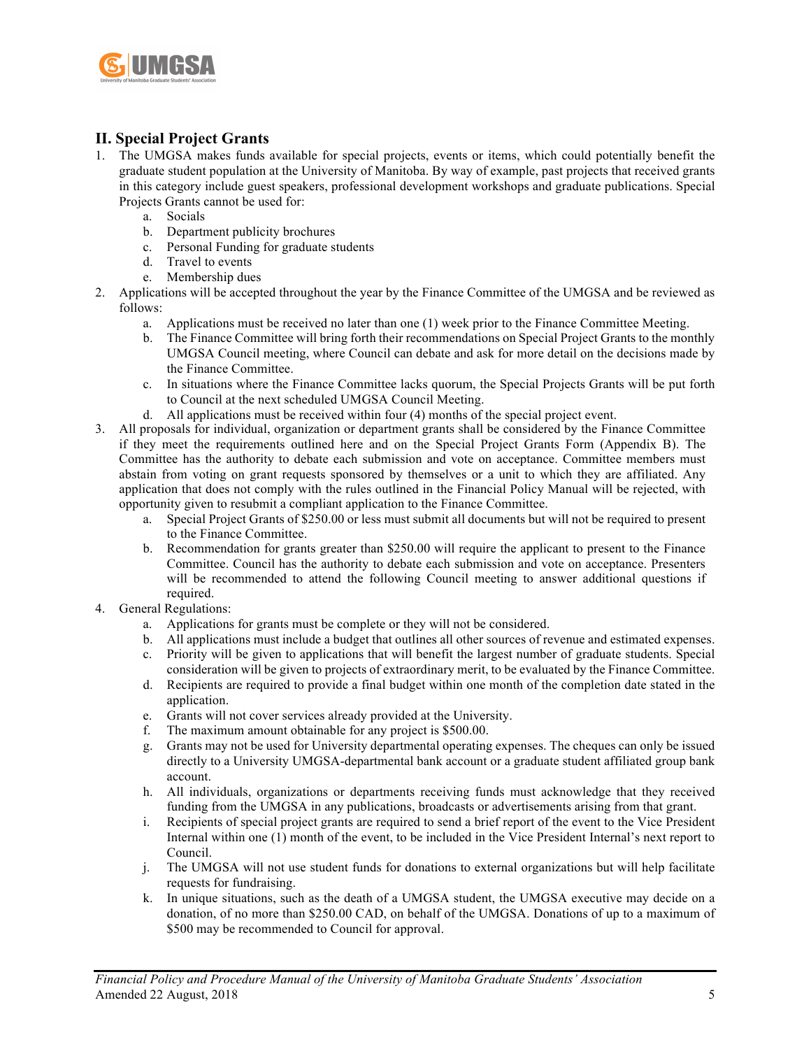## II. Special Project Grants

1. The UMGSA makes funds available for special projects, events or items, which could potentially benefit the graduate student population at the University of Manitoba. By way of example, past projects that received grants in this category include guest speakers, professional development workshops and graduate publications. Special Projects Grants cannot be used for:
    a. Socials
    b. Department publicity brochures
    c. Personal Funding for graduate students
    d. Travel to events
    e. Membership dues
2. Applications will be accepted throughout the year by the Finance Committee of the UMGSA and be reviewed as follows:
    a. Applications must be received no later than one (1) week prior to the Finance Committee Meeting.
    b. The Finance Committee will bring forth their recommendations on Special Project Grants to the monthly UMGSA Council meeting, where Council can debate and ask for more detail on the decisions made by the Finance Committee.
    c. In situations where the Finance Committee lacks quorum, the Special Projects Grants will be put forth to Council at the next scheduled UMGSA Council Meeting.
    d. All applications must be received within four (4) months of the special project event.
3. All proposals for individual, organization or department grants shall be considered by the Finance Committee if they meet the requirements outlined here and on the Special Project Grants Form (Appendix B). The Committee has the authority to debate each submission and vote on acceptance. Committee members must abstain from voting on grant requests sponsored by themselves or a unit to which they are affiliated. Any application that does not comply with the rules outlined in the Financial Policy Manual will be rejected, with opportunity given to resubmit a compliant application to the Finance Committee.
    a. Special Project Grants of $250.00 or less must submit all documents but will not be required to present to the Finance Committee.
    b. Recommendation for grants greater than $250.00 will require the applicant to present to the Finance Committee. Council has the authority to debate each submission and vote on acceptance. Presenters will be recommended to attend the following Council meeting to answer additional questions if required.
4. General Regulations:
    a. Applications for grants must be complete or they will not be considered.
    b. All applications must include a budget that outlines all other sources of revenue and estimated expenses.
    c. Priority will be given to applications that will benefit the largest number of graduate students. Special consideration will be given to projects of extraordinary merit, to be evaluated by the Finance Committee.
    d. Recipients are required to provide a final budget within one month of the completion date stated in the application.
    e. Grants will not cover services already provided at the University.
    f. The maximum amount obtainable for any project is $500.00.
    g. Grants may not be used for University departmental operating expenses. The cheques can only be issued directly to a University UMGSA-departmental bank account or a graduate student affiliated group bank account.
    h. All individuals, organizations or departments receiving funds must acknowledge that they received funding from the UMGSA in any publications, broadcasts or advertisements arising from that grant.
    i. Recipients of special project grants are required to send a brief report of the event to the Vice President Internal within one (1) month of the event, to be included in the Vice President Internal's next report to Council.
    j. The UMGSA will not use student funds for donations to external organizations but will help facilitate requests for fundraising.
    k. In unique situations, such as the death of a UMGSA student, the UMGSA executive may decide on a donation, of no more than $250.00 CAD, on behalf of the UMGSA. Donations of up to a maximum of $500 may be recommended to Council for approval.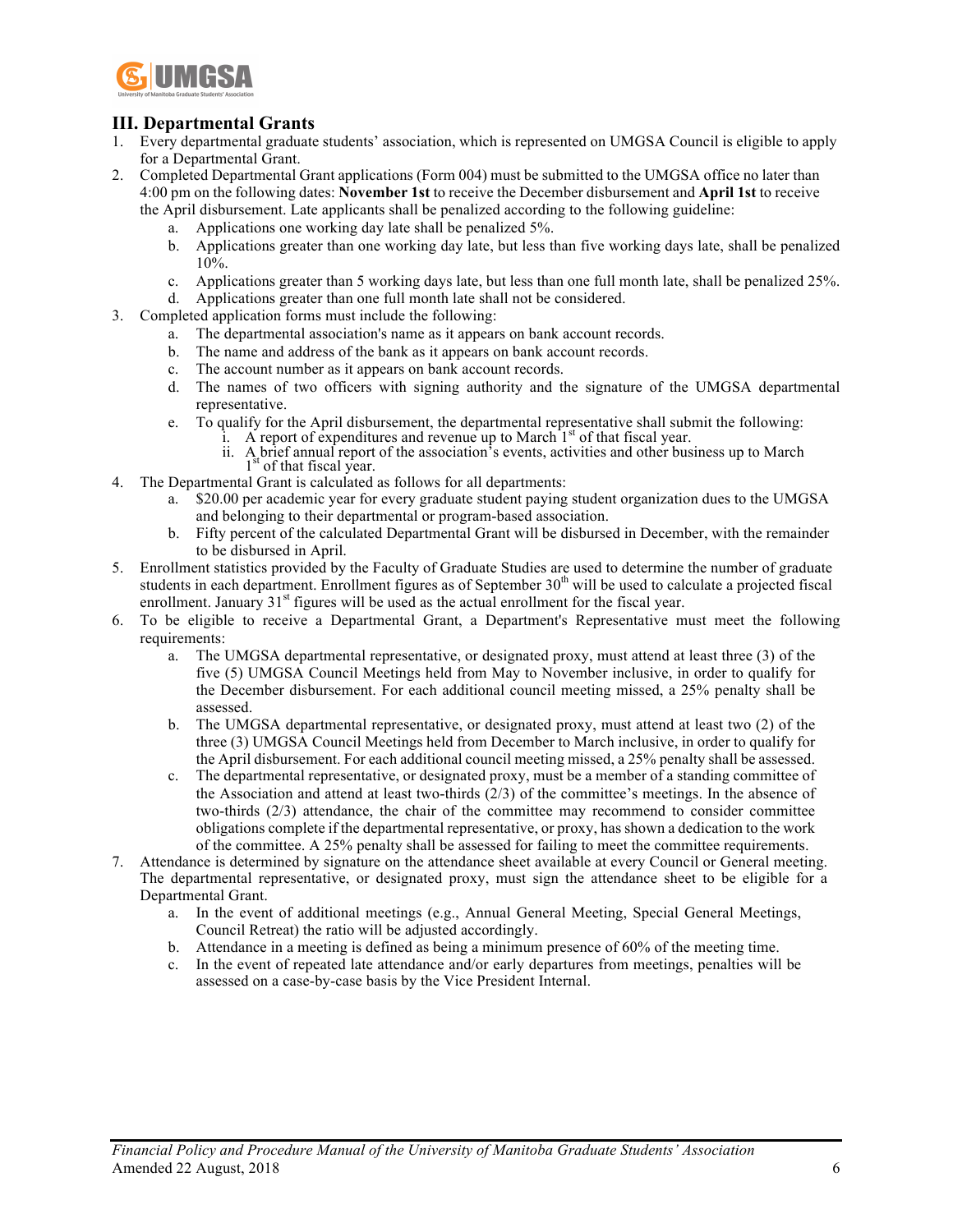## III. Departmental Grants

1. Every departmental graduate students' association, which is represented on UMGSA Council is eligible to apply for a Departmental Grant.
2. Completed Departmental Grant applications (Form 004) must be submitted to the UMGSA office no later than 4:00 pm on the following dates: **November 1st** to receive the December disbursement and **April 1st** to receive the April disbursement. Late applicants shall be penalized according to the following guideline:
    a. Applications one working day late shall be penalized 5%.
    b. Applications greater than one working day late, but less than five working days late, shall be penalized 10%.
    c. Applications greater than 5 working days late, but less than one full month late, shall be penalized 25%.
    d. Applications greater than one full month late shall not be considered.
3. Completed application forms must include the following:
    a. The departmental association's name as it appears on bank account records.
    b. The name and address of the bank as it appears on bank account records.
    c. The account number as it appears on bank account records.
    d. The names of two officers with signing authority and the signature of the UMGSA departmental representative.
    e. To qualify for the April disbursement, the departmental representative shall submit the following:
        i. A report of expenditures and revenue up to March 1st of that fiscal year.
        ii. A brief annual report of the association's events, activities and other business up to March 1st of that fiscal year.
4. The Departmental Grant is calculated as follows for all departments:
    a. $20.00 per academic year for every graduate student paying student organization dues to the UMGSA and belonging to their departmental or program-based association.
    b. Fifty percent of the calculated Departmental Grant will be disbursed in December, with the remainder to be disbursed in April.
5. Enrollment statistics provided by the Faculty of Graduate Studies are used to determine the number of graduate students in each department. Enrollment figures as of September 30th will be used to calculate a projected fiscal enrollment. January 31st figures will be used as the actual enrollment for the fiscal year.
6. To be eligible to receive a Departmental Grant, a Department's Representative must meet the following requirements:
    a. The UMGSA departmental representative, or designated proxy, must attend at least three (3) of the five (5) UMGSA Council Meetings held from May to November inclusive, in order to qualify for the December disbursement. For each additional council meeting missed, a 25% penalty shall be assessed.
    b. The UMGSA departmental representative, or designated proxy, must attend at least two (2) of the three (3) UMGSA Council Meetings held from December to March inclusive, in order to qualify for the April disbursement. For each additional council meeting missed, a 25% penalty shall be assessed.
    c. The departmental representative, or designated proxy, must be a member of a standing committee of the Association and attend at least two-thirds (2/3) of the committee's meetings. In the absence of two-thirds (2/3) attendance, the chair of the committee may recommend to consider committee obligations complete if the departmental representative, or proxy, has shown a dedication to the work of the committee. A 25% penalty shall be assessed for failing to meet the committee requirements.
7. Attendance is determined by signature on the attendance sheet available at every Council or General meeting. The departmental representative, or designated proxy, must sign the attendance sheet to be eligible for a Departmental Grant.
    a. In the event of additional meetings (e.g., Annual General Meeting, Special General Meetings, Council Retreat) the ratio will be adjusted accordingly.
    b. Attendance in a meeting is defined as being a minimum presence of 60% of the meeting time.
    c. In the event of repeated late attendance and/or early departures from meetings, penalties will be assessed on a case-by-case basis by the Vice President Internal.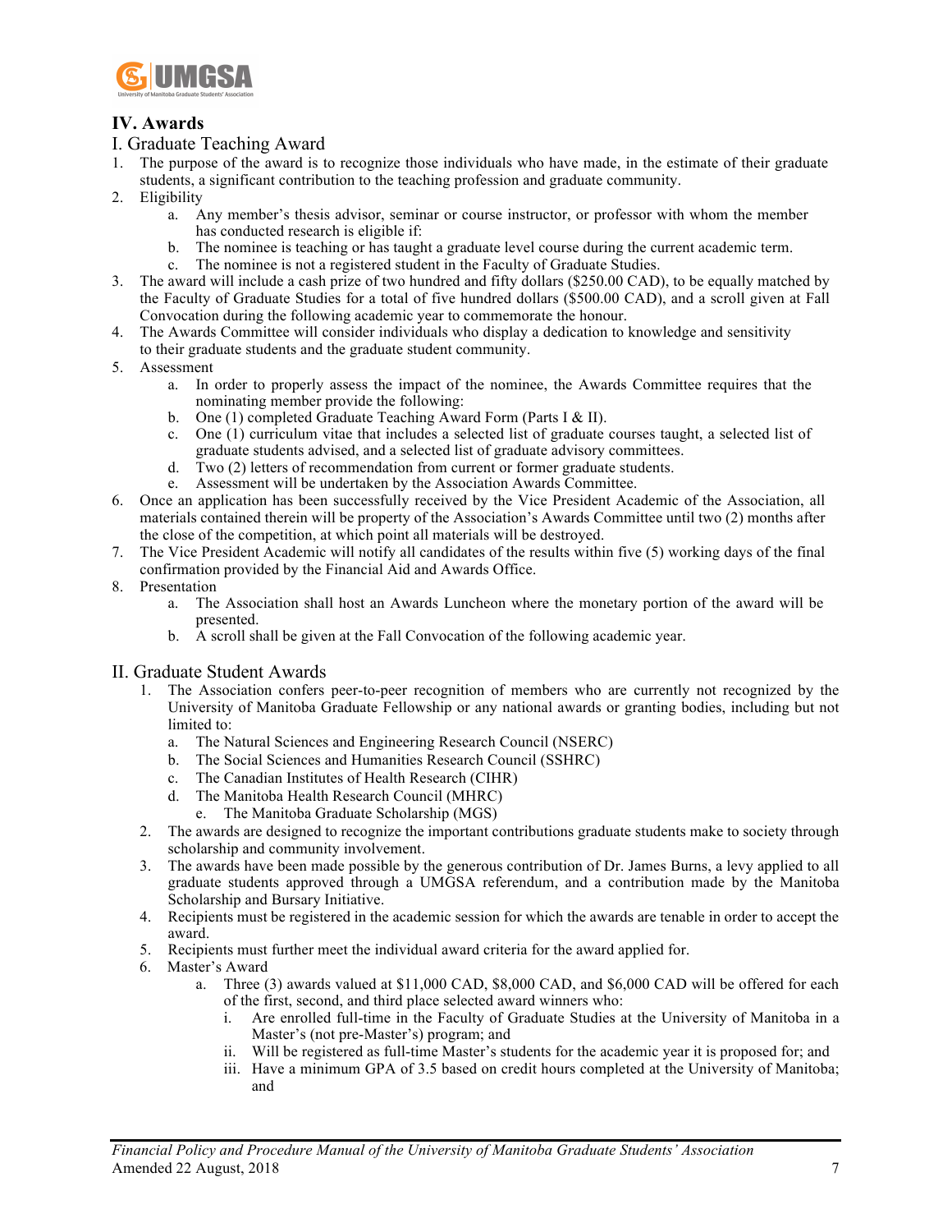## IV. Awards

### I. Graduate Teaching Award

1. The purpose of the award is to recognize those individuals who have made, in the estimate of their graduate students, a significant contribution to the teaching profession and graduate community.
2. Eligibility
    a. Any member's thesis advisor, seminar or course instructor, or professor with whom the member has conducted research is eligible if:
    b. The nominee is teaching or has taught a graduate level course during the current academic term.
    c. The nominee is not a registered student in the Faculty of Graduate Studies.
3. The award will include a cash prize of two hundred and fifty dollars ($250.00 CAD), to be equally matched by the Faculty of Graduate Studies for a total of five hundred dollars ($500.00 CAD), and a scroll given at Fall Convocation during the following academic year to commemorate the honour.
4. The Awards Committee will consider individuals who display a dedication to knowledge and sensitivity to their graduate students and the graduate student community.
5. Assessment
    a. In order to properly assess the impact of the nominee, the Awards Committee requires that the nominating member provide the following:
    b. One (1) completed Graduate Teaching Award Form (Parts I & II).
    c. One (1) curriculum vitae that includes a selected list of graduate courses taught, a selected list of graduate students advised, and a selected list of graduate advisory committees.
    d. Two (2) letters of recommendation from current or former graduate students.
    e. Assessment will be undertaken by the Association Awards Committee.
6. Once an application has been successfully received by the Vice President Academic of the Association, all materials contained therein will be property of the Association's Awards Committee until two (2) months after the close of the competition, at which point all materials will be destroyed.
7. The Vice President Academic will notify all candidates of the results within five (5) working days of the final confirmation provided by the Financial Aid and Awards Office.
8. Presentation
    a. The Association shall host an Awards Luncheon where the monetary portion of the award will be presented.
    b. A scroll shall be given at the Fall Convocation of the following academic year.

### II. Graduate Student Awards

1. The Association confers peer-to-peer recognition of members who are currently not recognized by the University of Manitoba Graduate Fellowship or any national awards or granting bodies, including but not limited to:
    a. The Natural Sciences and Engineering Research Council (NSERC)
    b. The Social Sciences and Humanities Research Council (SSHRC)
    c. The Canadian Institutes of Health Research (CIHR)
    d. The Manitoba Health Research Council (MHRC)
    e. The Manitoba Graduate Scholarship (MGS)
2. The awards are designed to recognize the important contributions graduate students make to society through scholarship and community involvement.
3. The awards have been made possible by the generous contribution of Dr. James Burns, a levy applied to all graduate students approved through a UMGSA referendum, and a contribution made by the Manitoba Scholarship and Bursary Initiative.
4. Recipients must be registered in the academic session for which the awards are tenable in order to accept the award.
5. Recipients must further meet the individual award criteria for the award applied for.
6. Master's Award
    a. Three (3) awards valued at $11,000 CAD, $8,000 CAD, and $6,000 CAD will be offered for each of the first, second, and third place selected award winners who:
        i. Are enrolled full-time in the Faculty of Graduate Studies at the University of Manitoba in a Master's (not pre-Master's) program; and
        ii. Will be registered as full-time Master's students for the academic year it is proposed for; and
        iii. Have a minimum GPA of 3.5 based on credit hours completed at the University of Manitoba; and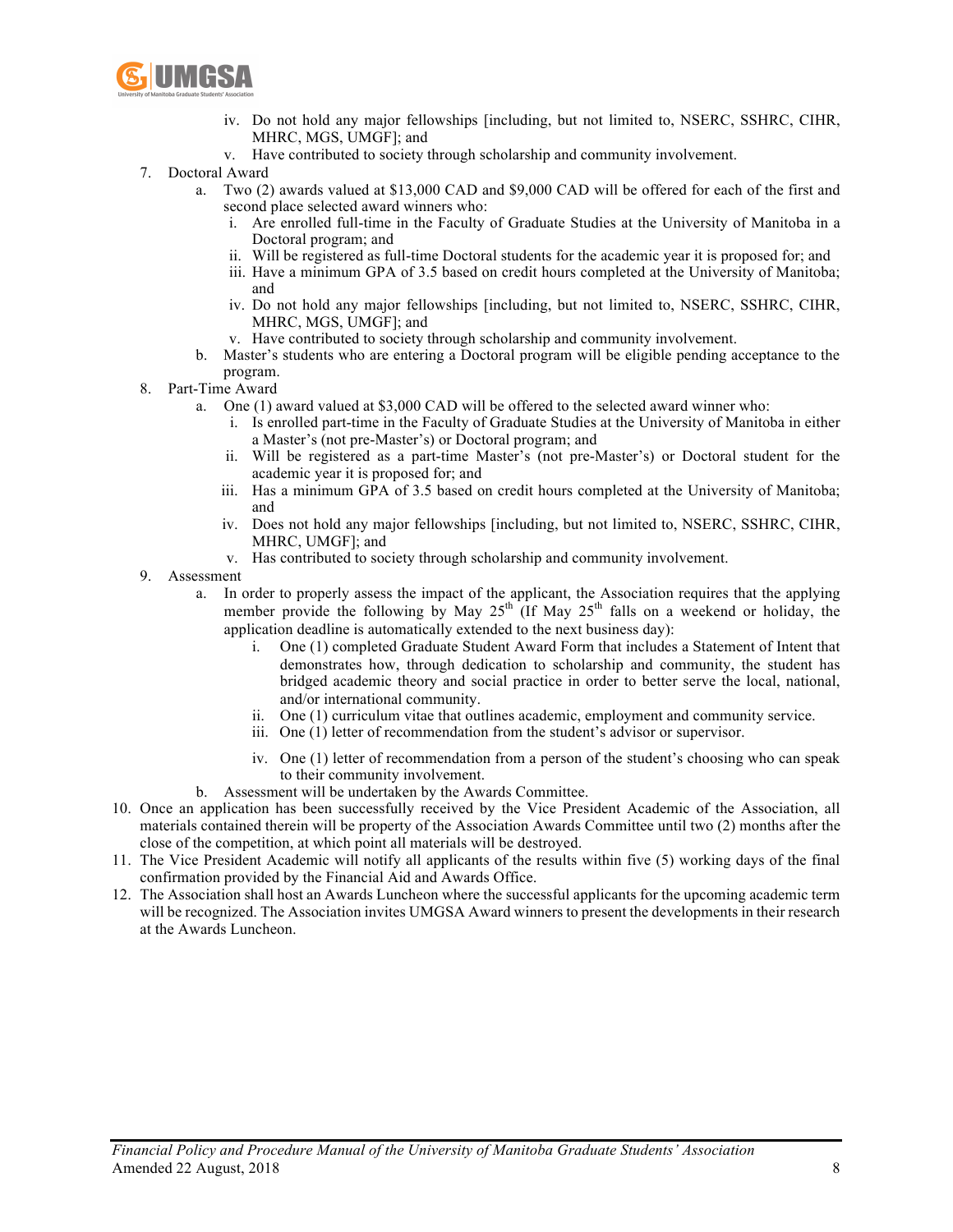iv. Do not hold any major fellowships [including, but not limited to, NSERC, SSHRC, CIHR, MHRC, MGS, UMGF]; and
   v. Have contributed to society through scholarship and community involvement.

7. Doctoral Award
   a. Two (2) awards valued at $13,000 CAD and $9,000 CAD will be offered for each of the first and second place selected award winners who:
      i. Are enrolled full-time in the Faculty of Graduate Studies at the University of Manitoba in a Doctoral program; and
      ii. Will be registered as full-time Doctoral students for the academic year it is proposed for; and
      iii. Have a minimum GPA of 3.5 based on credit hours completed at the University of Manitoba; and
      iv. Do not hold any major fellowships [including, but not limited to, NSERC, SSHRC, CIHR, MHRC, MGS, UMGF]; and
      v. Have contributed to society through scholarship and community involvement.
   b. Master's students who are entering a Doctoral program will be eligible pending acceptance to the program.

8. Part-Time Award
   a. One (1) award valued at $3,000 CAD will be offered to the selected award winner who:
      i. Is enrolled part-time in the Faculty of Graduate Studies at the University of Manitoba in either a Master's (not pre-Master's) or Doctoral program; and
      ii. Will be registered as a part-time Master's (not pre-Master's) or Doctoral student for the academic year it is proposed for; and
      iii. Has a minimum GPA of 3.5 based on credit hours completed at the University of Manitoba; and
      iv. Does not hold any major fellowships [including, but not limited to, NSERC, SSHRC, CIHR, MHRC, UMGF]; and
      v. Has contributed to society through scholarship and community involvement.

9. Assessment
   a. In order to properly assess the impact of the applicant, the Association requires that the applying member provide the following by May 25th (If May 25th falls on a weekend or holiday, the application deadline is automatically extended to the next business day):
      i. One (1) completed Graduate Student Award Form that includes a Statement of Intent that demonstrates how, through dedication to scholarship and community, the student has bridged academic theory and social practice in order to better serve the local, national, and/or international community.
      ii. One (1) curriculum vitae that outlines academic, employment and community service.
      iii. One (1) letter of recommendation from the student's advisor or supervisor.
      iv. One (1) letter of recommendation from a person of the student's choosing who can speak to their community involvement.
   b. Assessment will be undertaken by the Awards Committee.

10. Once an application has been successfully received by the Vice President Academic of the Association, all materials contained therein will be property of the Association Awards Committee until two (2) months after the close of the competition, at which point all materials will be destroyed.

11. The Vice President Academic will notify all applicants of the results within five (5) working days of the final confirmation provided by the Financial Aid and Awards Office.

12. The Association shall host an Awards Luncheon where the successful applicants for the upcoming academic term will be recognized. The Association invites UMGSA Award winners to present the developments in their research at the Awards Luncheon.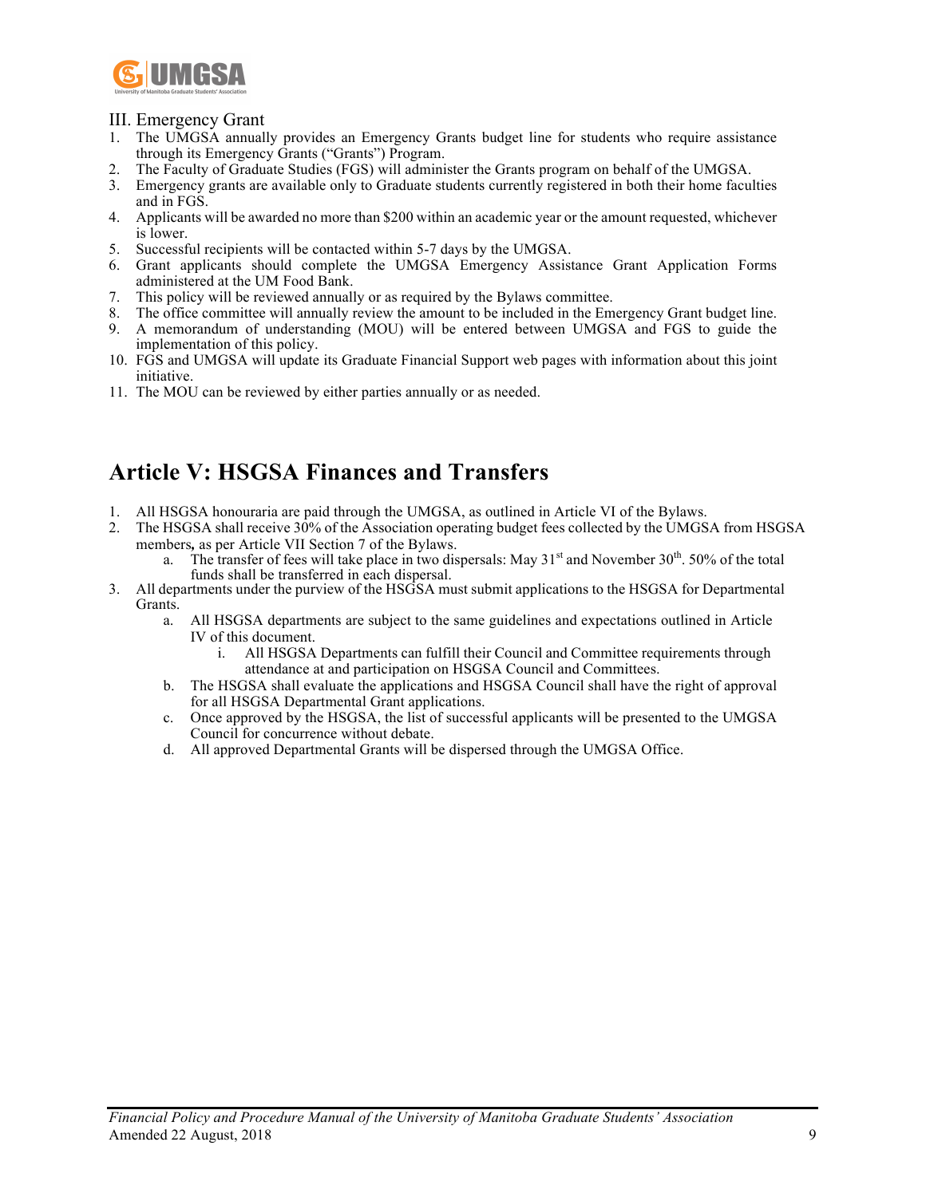III. Emergency Grant

1. The UMGSA annually provides an Emergency Grants budget line for students who require assistance through its Emergency Grants ("Grants") Program.
2. The Faculty of Graduate Studies (FGS) will administer the Grants program on behalf of the UMGSA.
3. Emergency grants are available only to Graduate students currently registered in both their home faculties and in FGS.
4. Applicants will be awarded no more than $200 within an academic year or the amount requested, whichever is lower.
5. Successful recipients will be contacted within 5-7 days by the UMGSA.
6. Grant applicants should complete the UMGSA Emergency Assistance Grant Application Forms administered at the UM Food Bank.
7. This policy will be reviewed annually or as required by the Bylaws committee.
8. The office committee will annually review the amount to be included in the Emergency Grant budget line.
9. A memorandum of understanding (MOU) will be entered between UMGSA and FGS to guide the implementation of this policy.
10. FGS and UMGSA will update its Graduate Financial Support web pages with information about this joint initiative.
11. The MOU can be reviewed by either parties annually or as needed.

# Article V: HSGSA Finances and Transfers

1. All HSGSA honouraria are paid through the UMGSA, as outlined in Article VI of the Bylaws.
2. The HSGSA shall receive 30% of the Association operating budget fees collected by the UMGSA from HSGSA members**,** as per Article VII Section 7 of the Bylaws.
   a. The transfer of fees will take place in two dispersals: May 31st and November 30th. 50% of the total funds shall be transferred in each dispersal.
3. All departments under the purview of the HSGSA must submit applications to the HSGSA for Departmental Grants.
   a. All HSGSA departments are subject to the same guidelines and expectations outlined in Article IV of this document.
      i. All HSGSA Departments can fulfill their Council and Committee requirements through attendance at and participation on HSGSA Council and Committees.
   b. The HSGSA shall evaluate the applications and HSGSA Council shall have the right of approval for all HSGSA Departmental Grant applications.
   c. Once approved by the HSGSA, the list of successful applicants will be presented to the UMGSA Council for concurrence without debate.
   d. All approved Departmental Grants will be dispersed through the UMGSA Office.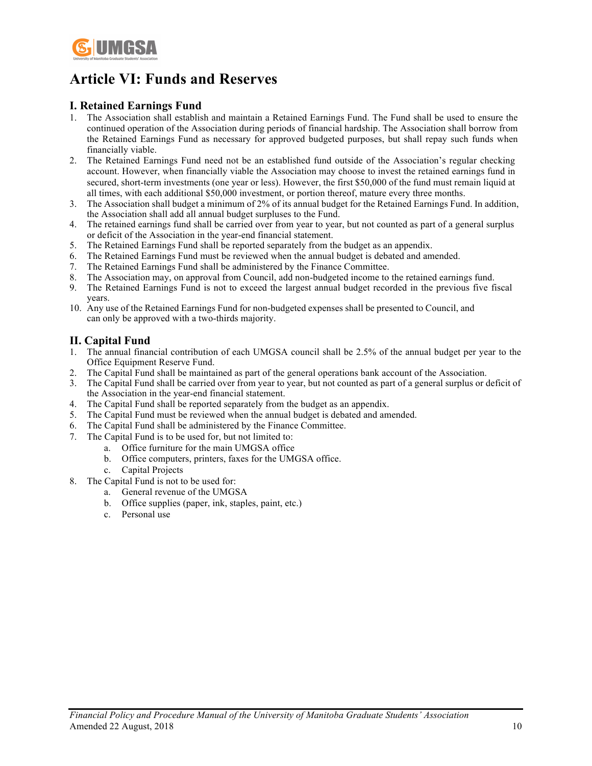# Article VI: Funds and Reserves

## I. Retained Earnings Fund

1. The Association shall establish and maintain a Retained Earnings Fund. The Fund shall be used to ensure the continued operation of the Association during periods of financial hardship. The Association shall borrow from the Retained Earnings Fund as necessary for approved budgeted purposes, but shall repay such funds when financially viable.
2. The Retained Earnings Fund need not be an established fund outside of the Association's regular checking account. However, when financially viable the Association may choose to invest the retained earnings fund in secured, short-term investments (one year or less). However, the first $50,000 of the fund must remain liquid at all times, with each additional $50,000 investment, or portion thereof, mature every three months.
3. The Association shall budget a minimum of 2% of its annual budget for the Retained Earnings Fund. In addition, the Association shall add all annual budget surpluses to the Fund.
4. The retained earnings fund shall be carried over from year to year, but not counted as part of a general surplus or deficit of the Association in the year-end financial statement.
5. The Retained Earnings Fund shall be reported separately from the budget as an appendix.
6. The Retained Earnings Fund must be reviewed when the annual budget is debated and amended.
7. The Retained Earnings Fund shall be administered by the Finance Committee.
8. The Association may, on approval from Council, add non-budgeted income to the retained earnings fund.
9. The Retained Earnings Fund is not to exceed the largest annual budget recorded in the previous five fiscal years.
10. Any use of the Retained Earnings Fund for non-budgeted expenses shall be presented to Council, and can only be approved with a two-thirds majority.

## II. Capital Fund

1. The annual financial contribution of each UMGSA council shall be 2.5% of the annual budget per year to the Office Equipment Reserve Fund.
2. The Capital Fund shall be maintained as part of the general operations bank account of the Association.
3. The Capital Fund shall be carried over from year to year, but not counted as part of a general surplus or deficit of the Association in the year-end financial statement.
4. The Capital Fund shall be reported separately from the budget as an appendix.
5. The Capital Fund must be reviewed when the annual budget is debated and amended.
6. The Capital Fund shall be administered by the Finance Committee.
7. The Capital Fund is to be used for, but not limited to:
    a. Office furniture for the main UMGSA office
    b. Office computers, printers, faxes for the UMGSA office.
    c. Capital Projects
8. The Capital Fund is not to be used for:
    a. General revenue of the UMGSA
    b. Office supplies (paper, ink, staples, paint, etc.)
    c. Personal use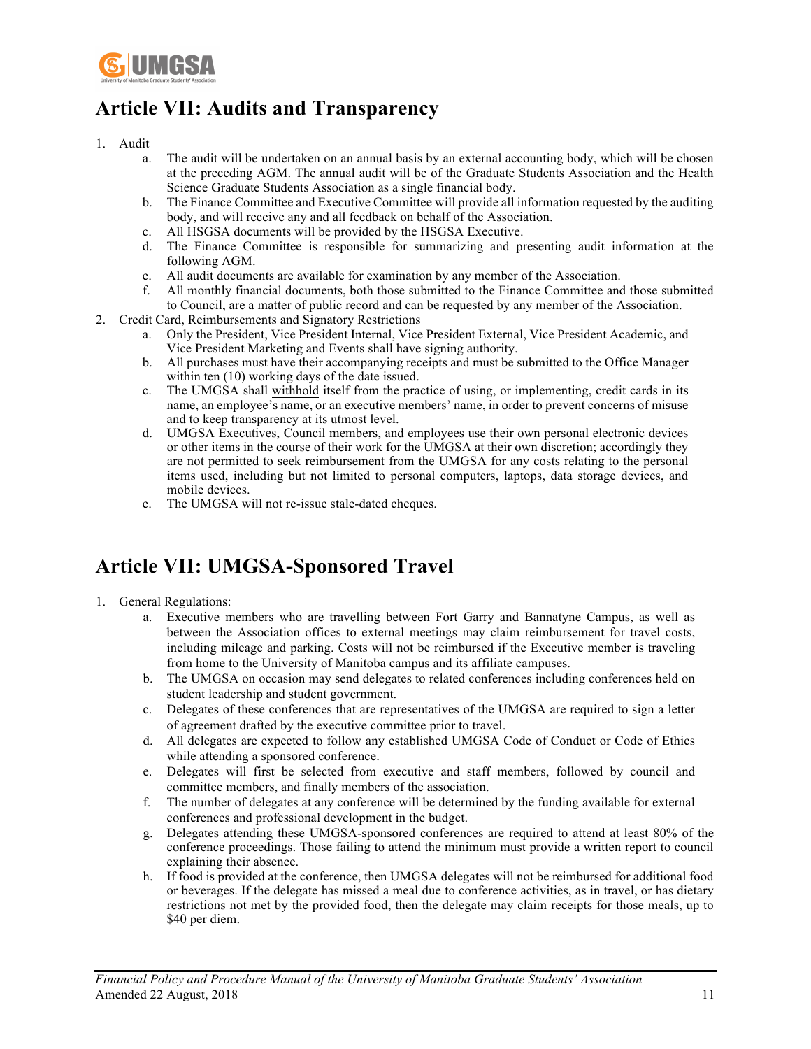# Article VII: Audits and Transparency

1. Audit
    a. The audit will be undertaken on an annual basis by an external accounting body, which will be chosen at the preceding AGM. The annual audit will be of the Graduate Students Association and the Health Science Graduate Students Association as a single financial body.
    b. The Finance Committee and Executive Committee will provide all information requested by the auditing body, and will receive any and all feedback on behalf of the Association.
    c. All HSGSA documents will be provided by the HSGSA Executive.
    d. The Finance Committee is responsible for summarizing and presenting audit information at the following AGM.
    e. All audit documents are available for examination by any member of the Association.
    f. All monthly financial documents, both those submitted to the Finance Committee and those submitted to Council, are a matter of public record and can be requested by any member of the Association.
2. Credit Card, Reimbursements and Signatory Restrictions
    a. Only the President, Vice President Internal, Vice President External, Vice President Academic, and Vice President Marketing and Events shall have signing authority.
    b. All purchases must have their accompanying receipts and must be submitted to the Office Manager within ten (10) working days of the date issued.
    c. The UMGSA shall <u>withhold</u> itself from the practice of using, or implementing, credit cards in its name, an employee's name, or an executive members' name, in order to prevent concerns of misuse and to keep transparency at its utmost level.
    d. UMGSA Executives, Council members, and employees use their own personal electronic devices or other items in the course of their work for the UMGSA at their own discretion; accordingly they are not permitted to seek reimbursement from the UMGSA for any costs relating to the personal items used, including but not limited to personal computers, laptops, data storage devices, and mobile devices.
    e. The UMGSA will not re-issue stale-dated cheques.

# Article VII: UMGSA-Sponsored Travel

1. General Regulations:
    a. Executive members who are travelling between Fort Garry and Bannatyne Campus, as well as between the Association offices to external meetings may claim reimbursement for travel costs, including mileage and parking. Costs will not be reimbursed if the Executive member is traveling from home to the University of Manitoba campus and its affiliate campuses.
    b. The UMGSA on occasion may send delegates to related conferences including conferences held on student leadership and student government.
    c. Delegates of these conferences that are representatives of the UMGSA are required to sign a letter of agreement drafted by the executive committee prior to travel.
    d. All delegates are expected to follow any established UMGSA Code of Conduct or Code of Ethics while attending a sponsored conference.
    e. Delegates will first be selected from executive and staff members, followed by council and committee members, and finally members of the association.
    f. The number of delegates at any conference will be determined by the funding available for external conferences and professional development in the budget.
    g. Delegates attending these UMGSA-sponsored conferences are required to attend at least 80% of the conference proceedings. Those failing to attend the minimum must provide a written report to council explaining their absence.
    h. If food is provided at the conference, then UMGSA delegates will not be reimbursed for additional food or beverages. If the delegate has missed a meal due to conference activities, as in travel, or has dietary restrictions not met by the provided food, then the delegate may claim receipts for those meals, up to $40 per diem.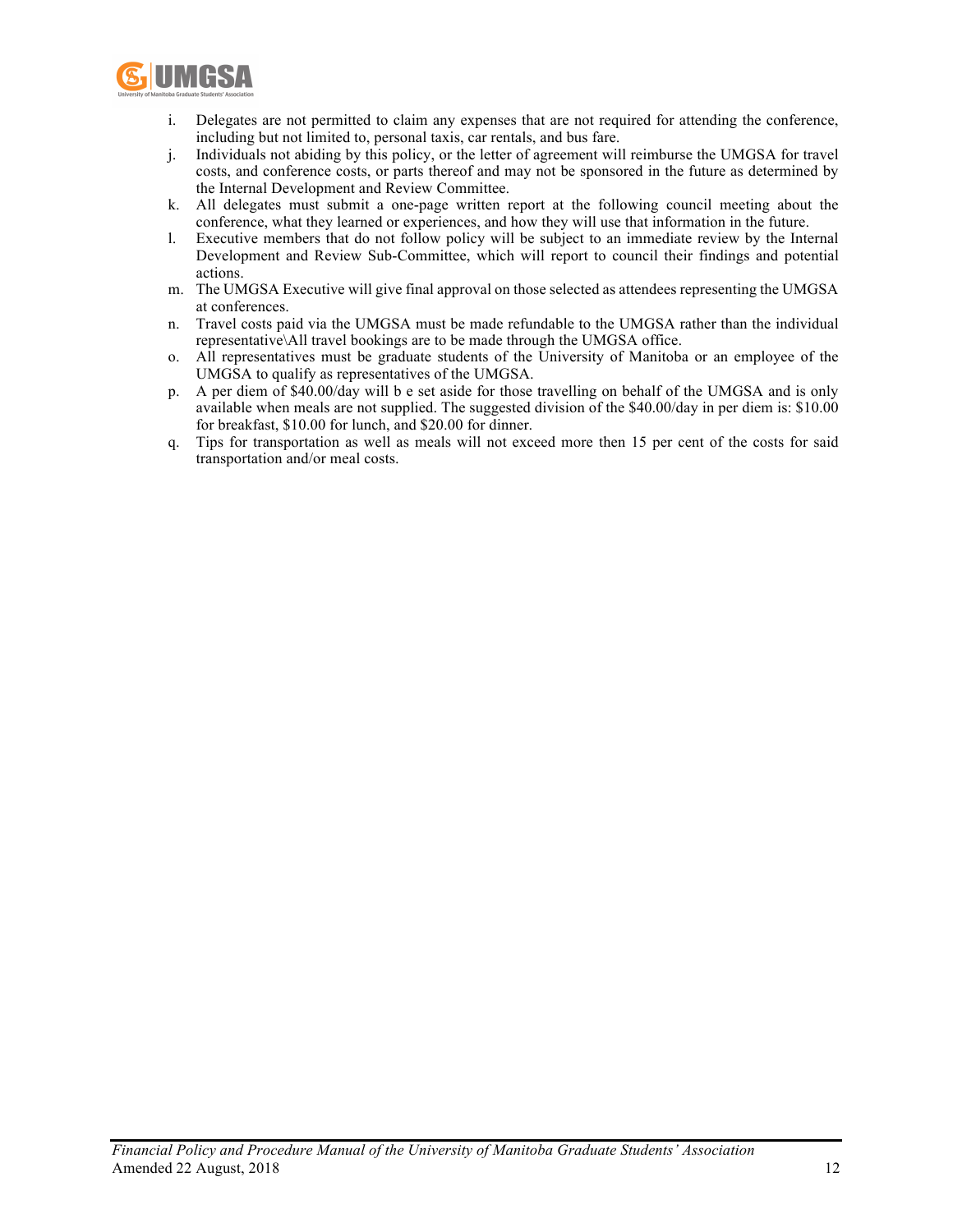i. Delegates are not permitted to claim any expenses that are not required for attending the conference, including but not limited to, personal taxis, car rentals, and bus fare.
j. Individuals not abiding by this policy, or the letter of agreement will reimburse the UMGSA for travel costs, and conference costs, or parts thereof and may not be sponsored in the future as determined by the Internal Development and Review Committee.
k. All delegates must submit a one-page written report at the following council meeting about the conference, what they learned or experiences, and how they will use that information in the future.
l. Executive members that do not follow policy will be subject to an immediate review by the Internal Development and Review Sub-Committee, which will report to council their findings and potential actions.
m. The UMGSA Executive will give final approval on those selected as attendees representing the UMGSA at conferences.
n. Travel costs paid via the UMGSA must be made refundable to the UMGSA rather than the individual representative\All travel bookings are to be made through the UMGSA office.
o. All representatives must be graduate students of the University of Manitoba or an employee of the UMGSA to qualify as representatives of the UMGSA.
p. A per diem of $40.00/day will b e set aside for those travelling on behalf of the UMGSA and is only available when meals are not supplied. The suggested division of the $40.00/day in per diem is: $10.00 for breakfast, $10.00 for lunch, and $20.00 for dinner.
q. Tips for transportation as well as meals will not exceed more then 15 per cent of the costs for said transportation and/or meal costs.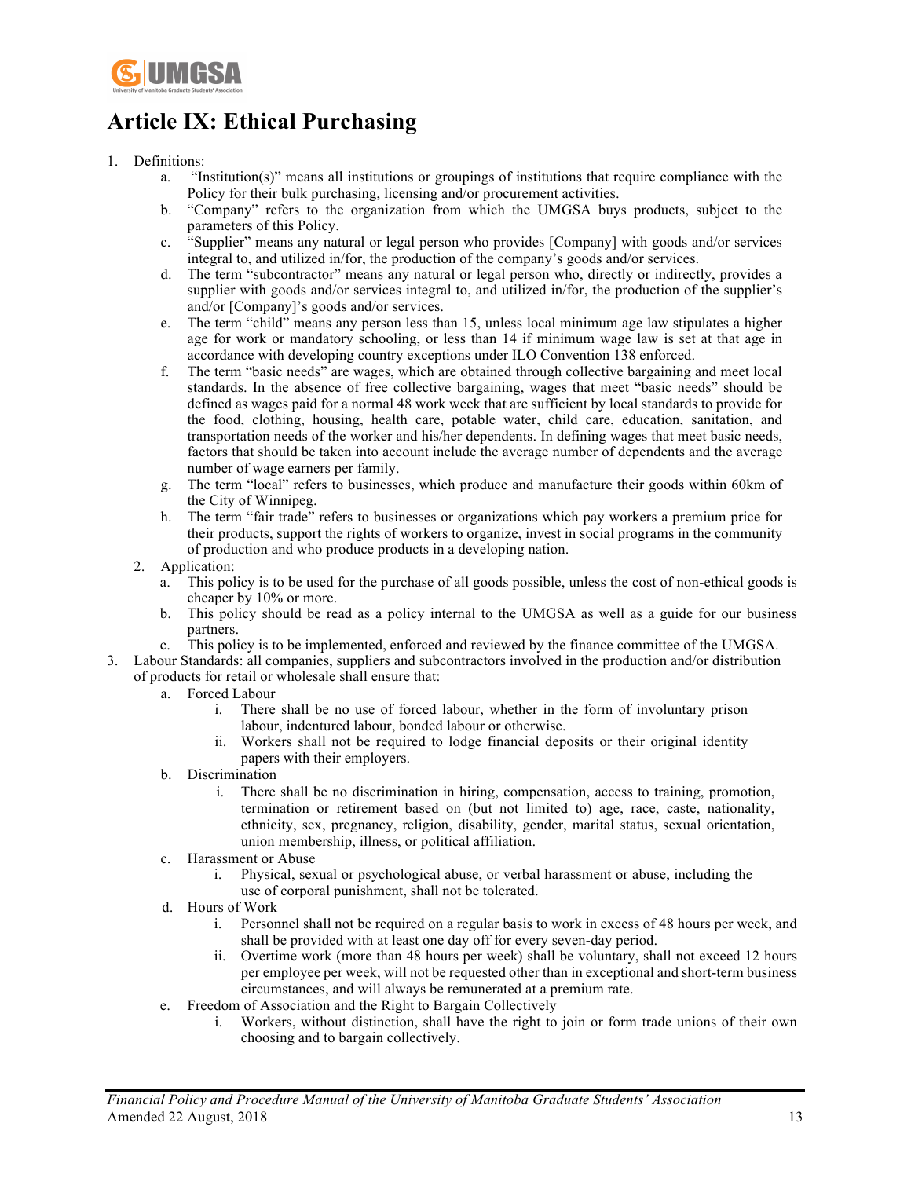# Article IX: Ethical Purchasing

1. Definitions:
   a. "Institution(s)" means all institutions or groupings of institutions that require compliance with the Policy for their bulk purchasing, licensing and/or procurement activities.
   b. "Company" refers to the organization from which the UMGSA buys products, subject to the parameters of this Policy.
   c. "Supplier" means any natural or legal person who provides [Company] with goods and/or services integral to, and utilized in/for, the production of the company's goods and/or services.
   d. The term "subcontractor" means any natural or legal person who, directly or indirectly, provides a supplier with goods and/or services integral to, and utilized in/for, the production of the supplier's and/or [Company]'s goods and/or services.
   e. The term "child" means any person less than 15, unless local minimum age law stipulates a higher age for work or mandatory schooling, or less than 14 if minimum wage law is set at that age in accordance with developing country exceptions under ILO Convention 138 enforced.
   f. The term "basic needs" are wages, which are obtained through collective bargaining and meet local standards. In the absence of free collective bargaining, wages that meet "basic needs" should be defined as wages paid for a normal 48 work week that are sufficient by local standards to provide for the food, clothing, housing, health care, potable water, child care, education, sanitation, and transportation needs of the worker and his/her dependents. In defining wages that meet basic needs, factors that should be taken into account include the average number of dependents and the average number of wage earners per family.
   g. The term "local" refers to businesses, which produce and manufacture their goods within 60km of the City of Winnipeg.
   h. The term "fair trade" refers to businesses or organizations which pay workers a premium price for their products, support the rights of workers to organize, invest in social programs in the community of production and who produce products in a developing nation.
2. Application:
   a. This policy is to be used for the purchase of all goods possible, unless the cost of non-ethical goods is cheaper by 10% or more.
   b. This policy should be read as a policy internal to the UMGSA as well as a guide for our business partners.
   c. This policy is to be implemented, enforced and reviewed by the finance committee of the UMGSA.
3. Labour Standards: all companies, suppliers and subcontractors involved in the production and/or distribution of products for retail or wholesale shall ensure that:
   a. Forced Labour
      i. There shall be no use of forced labour, whether in the form of involuntary prison labour, indentured labour, bonded labour or otherwise.
      ii. Workers shall not be required to lodge financial deposits or their original identity papers with their employers.
   b. Discrimination
      i. There shall be no discrimination in hiring, compensation, access to training, promotion, termination or retirement based on (but not limited to) age, race, caste, nationality, ethnicity, sex, pregnancy, religion, disability, gender, marital status, sexual orientation, union membership, illness, or political affiliation.
   c. Harassment or Abuse
      i. Physical, sexual or psychological abuse, or verbal harassment or abuse, including the use of corporal punishment, shall not be tolerated.
   d. Hours of Work
      i. Personnel shall not be required on a regular basis to work in excess of 48 hours per week, and shall be provided with at least one day off for every seven-day period.
      ii. Overtime work (more than 48 hours per week) shall be voluntary, shall not exceed 12 hours per employee per week, will not be requested other than in exceptional and short-term business circumstances, and will always be remunerated at a premium rate.
   e. Freedom of Association and the Right to Bargain Collectively
      i. Workers, without distinction, shall have the right to join or form trade unions of their own choosing and to bargain collectively.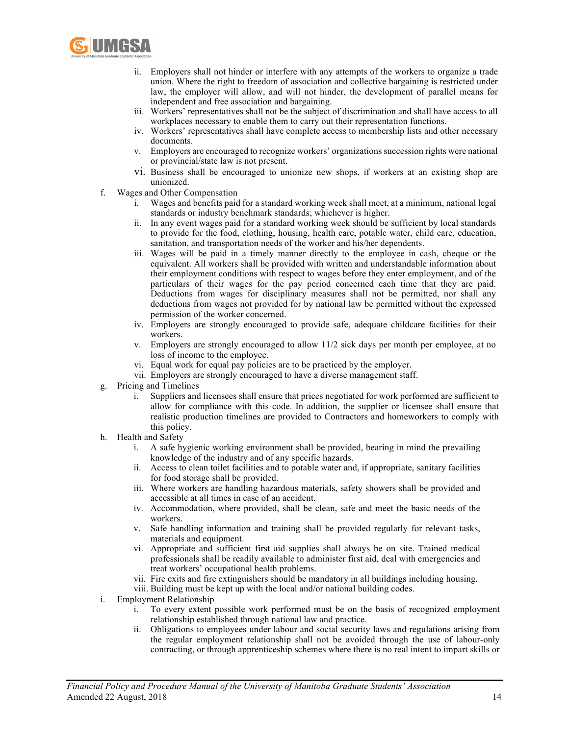ii. Employers shall not hinder or interfere with any attempts of the workers to organize a trade union. Where the right to freedom of association and collective bargaining is restricted under law, the employer will allow, and will not hinder, the development of parallel means for independent and free association and bargaining.
   iii. Workers' representatives shall not be the subject of discrimination and shall have access to all workplaces necessary to enable them to carry out their representation functions.
   iv. Workers' representatives shall have complete access to membership lists and other necessary documents.
   v. Employers are encouraged to recognize workers' organizations succession rights were national or provincial/state law is not present.
   vi. Business shall be encouraged to unionize new shops, if workers at an existing shop are unionized.

f. Wages and Other Compensation
   i. Wages and benefits paid for a standard working week shall meet, at a minimum, national legal standards or industry benchmark standards; whichever is higher.
   ii. In any event wages paid for a standard working week should be sufficient by local standards to provide for the food, clothing, housing, health care, potable water, child care, education, sanitation, and transportation needs of the worker and his/her dependents.
   iii. Wages will be paid in a timely manner directly to the employee in cash, cheque or the equivalent. All workers shall be provided with written and understandable information about their employment conditions with respect to wages before they enter employment, and of the particulars of their wages for the pay period concerned each time that they are paid. Deductions from wages for disciplinary measures shall not be permitted, nor shall any deductions from wages not provided for by national law be permitted without the expressed permission of the worker concerned.
   iv. Employers are strongly encouraged to provide safe, adequate childcare facilities for their workers.
   v. Employers are strongly encouraged to allow 11/2 sick days per month per employee, at no loss of income to the employee.
   vi. Equal work for equal pay policies are to be practiced by the employer.
   vii. Employers are strongly encouraged to have a diverse management staff.

g. Pricing and Timelines
   i. Suppliers and licensees shall ensure that prices negotiated for work performed are sufficient to allow for compliance with this code. In addition, the supplier or licensee shall ensure that realistic production timelines are provided to Contractors and homeworkers to comply with this policy.

h. Health and Safety
   i. A safe hygienic working environment shall be provided, bearing in mind the prevailing knowledge of the industry and of any specific hazards.
   ii. Access to clean toilet facilities and to potable water and, if appropriate, sanitary facilities for food storage shall be provided.
   iii. Where workers are handling hazardous materials, safety showers shall be provided and accessible at all times in case of an accident.
   iv. Accommodation, where provided, shall be clean, safe and meet the basic needs of the workers.
   v. Safe handling information and training shall be provided regularly for relevant tasks, materials and equipment.
   vi. Appropriate and sufficient first aid supplies shall always be on site. Trained medical professionals shall be readily available to administer first aid, deal with emergencies and treat workers' occupational health problems.
   vii. Fire exits and fire extinguishers should be mandatory in all buildings including housing.
   viii. Building must be kept up with the local and/or national building codes.

i. Employment Relationship
   i. To every extent possible work performed must be on the basis of recognized employment relationship established through national law and practice.
   ii. Obligations to employees under labour and social security laws and regulations arising from the regular employment relationship shall not be avoided through the use of labour-only contracting, or through apprenticeship schemes where there is no real intent to impart skills or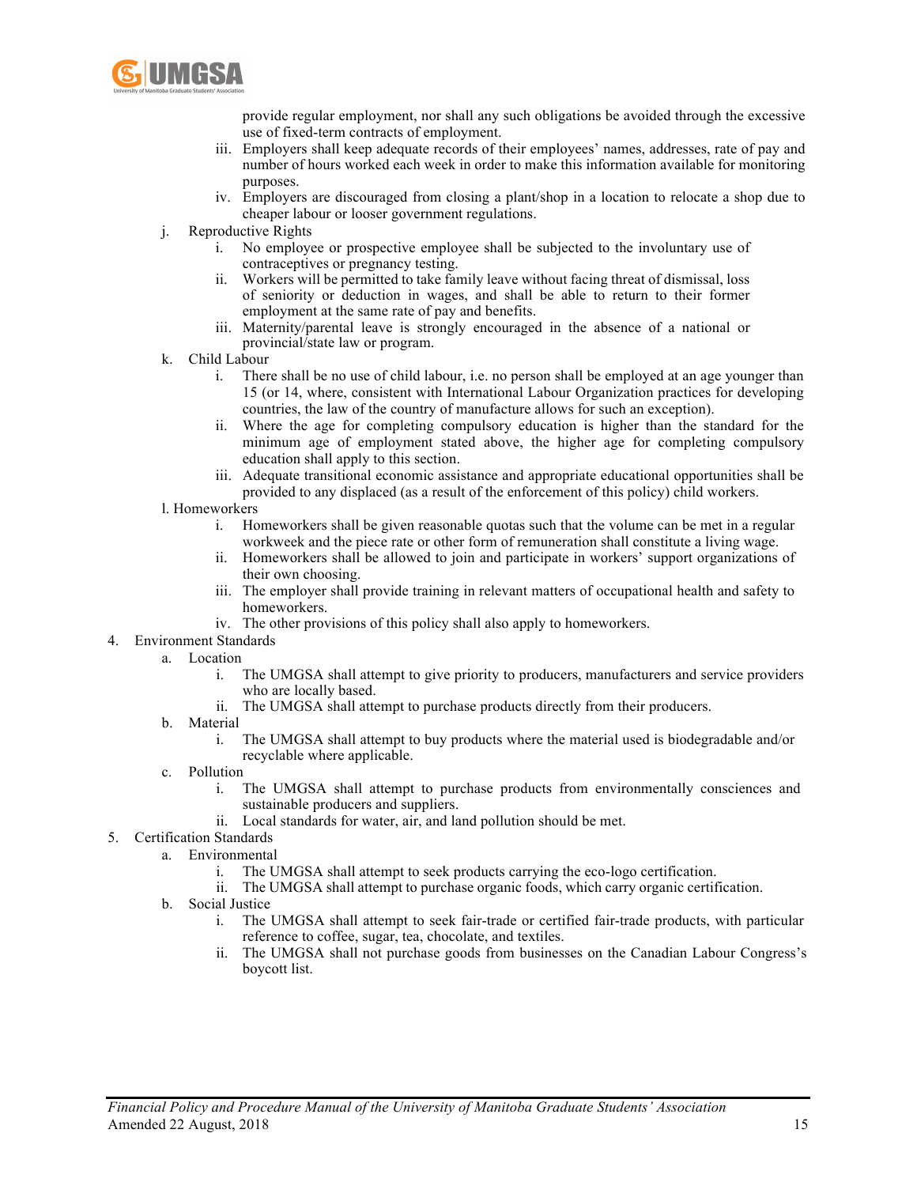provide regular employment, nor shall any such obligations be avoided through the excessive use of fixed-term contracts of employment.

   iii. Employers shall keep adequate records of their employees' names, addresses, rate of pay and number of hours worked each week in order to make this information available for monitoring purposes.
   iv. Employers are discouraged from closing a plant/shop in a location to relocate a shop due to cheaper labour or looser government regulations.

j. Reproductive Rights
   i. No employee or prospective employee shall be subjected to the involuntary use of contraceptives or pregnancy testing.
   ii. Workers will be permitted to take family leave without facing threat of dismissal, loss of seniority or deduction in wages, and shall be able to return to their former employment at the same rate of pay and benefits.
   iii. Maternity/parental leave is strongly encouraged in the absence of a national or provincial/state law or program.

k. Child Labour
   i. There shall be no use of child labour, i.e. no person shall be employed at an age younger than 15 (or 14, where, consistent with International Labour Organization practices for developing countries, the law of the country of manufacture allows for such an exception).
   ii. Where the age for completing compulsory education is higher than the standard for the minimum age of employment stated above, the higher age for completing compulsory education shall apply to this section.
   iii. Adequate transitional economic assistance and appropriate educational opportunities shall be provided to any displaced (as a result of the enforcement of this policy) child workers.

l. Homeworkers
   i. Homeworkers shall be given reasonable quotas such that the volume can be met in a regular workweek and the piece rate or other form of remuneration shall constitute a living wage.
   ii. Homeworkers shall be allowed to join and participate in workers' support organizations of their own choosing.
   iii. The employer shall provide training in relevant matters of occupational health and safety to homeworkers.
   iv. The other provisions of this policy shall also apply to homeworkers.

4. Environment Standards
   a. Location
      i. The UMGSA shall attempt to give priority to producers, manufacturers and service providers who are locally based.
      ii. The UMGSA shall attempt to purchase products directly from their producers.
   b. Material
      i. The UMGSA shall attempt to buy products where the material used is biodegradable and/or recyclable where applicable.
   c. Pollution
      i. The UMGSA shall attempt to purchase products from environmentally consciences and sustainable producers and suppliers.
      ii. Local standards for water, air, and land pollution should be met.

5. Certification Standards
   a. Environmental
      i. The UMGSA shall attempt to seek products carrying the eco-logo certification.
      ii. The UMGSA shall attempt to purchase organic foods, which carry organic certification.
   b. Social Justice
      i. The UMGSA shall attempt to seek fair-trade or certified fair-trade products, with particular reference to coffee, sugar, tea, chocolate, and textiles.
      ii. The UMGSA shall not purchase goods from businesses on the Canadian Labour Congress's boycott list.